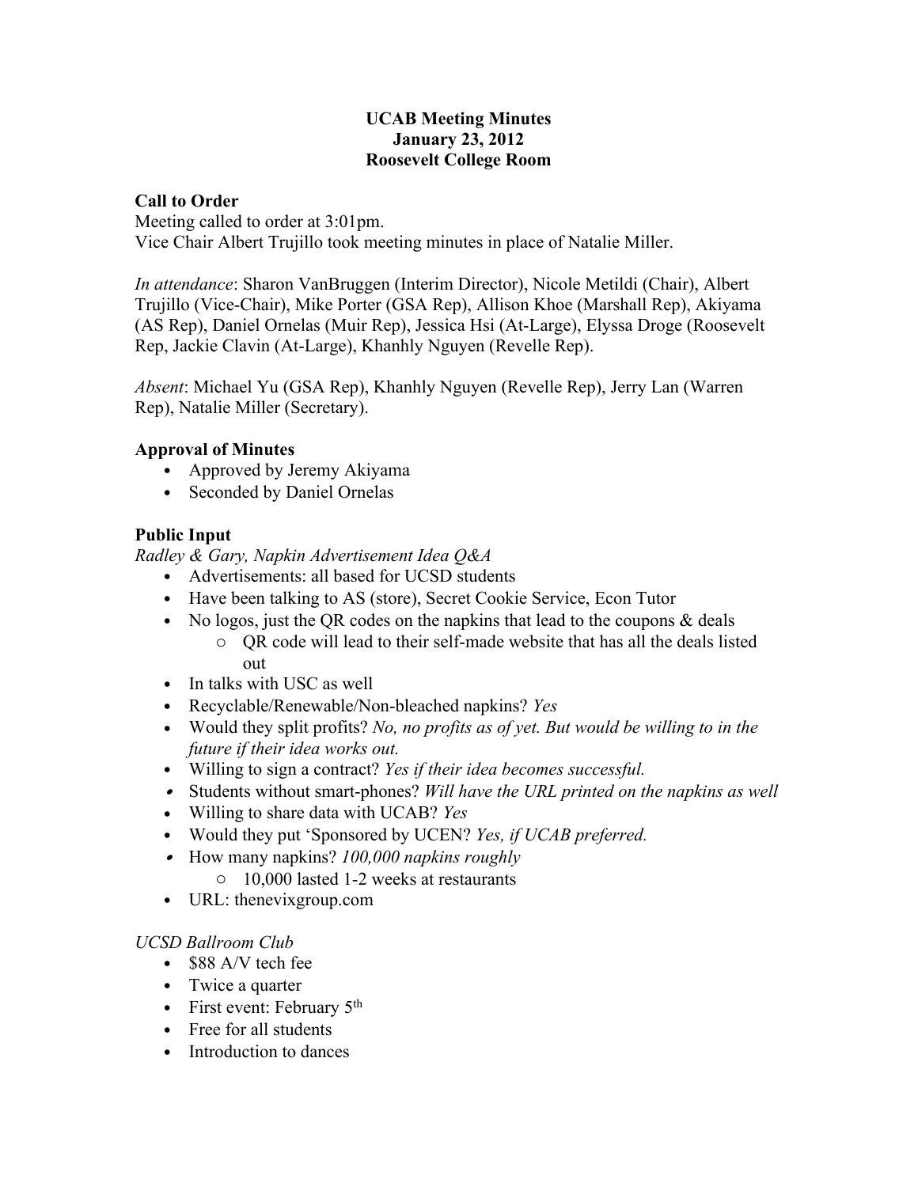**UCAB Meeting Minutes**
**January 23, 2012**
**Roosevelt College Room**

**Call to Order**
Meeting called to order at 3:01pm.
Vice Chair Albert Trujillo took meeting minutes in place of Natalie Miller.

*In attendance*: Sharon VanBruggen (Interim Director), Nicole Metildi (Chair), Albert Trujillo (Vice-Chair), Mike Porter (GSA Rep), Allison Khoe (Marshall Rep), Akiyama (AS Rep), Daniel Ornelas (Muir Rep), Jessica Hsi (At-Large), Elyssa Droge (Roosevelt Rep, Jackie Clavin (At-Large), Khanhly Nguyen (Revelle Rep).

*Absent*: Michael Yu (GSA Rep), Khanhly Nguyen (Revelle Rep), Jerry Lan (Warren Rep), Natalie Miller (Secretary).

**Approval of Minutes**

- Approved by Jeremy Akiyama
- Seconded by Daniel Ornelas

**Public Input**

*Radley & Gary, Napkin Advertisement Idea Q&A*

- Advertisements: all based for UCSD students
- Have been talking to AS (store), Secret Cookie Service, Econ Tutor
- No logos, just the QR codes on the napkins that lead to the coupons & deals
  - QR code will lead to their self-made website that has all the deals listed out
- In talks with USC as well
- Recyclable/Renewable/Non-bleached napkins? *Yes*
- Would they split profits? *No, no profits as of yet. But would be willing to in the future if their idea works out.*
- Willing to sign a contract? *Yes if their idea becomes successful.*
- Students without smart-phones? *Will have the URL printed on the napkins as well*
- Willing to share data with UCAB? *Yes*
- Would they put 'Sponsored by UCEN? *Yes, if UCAB preferred.*
- How many napkins? *100,000 napkins roughly*
  - 10,000 lasted 1-2 weeks at restaurants
- URL: thenevixgroup.com

*UCSD Ballroom Club*

- $88 A/V tech fee
- Twice a quarter
- First event: February 5th
- Free for all students
- Introduction to dances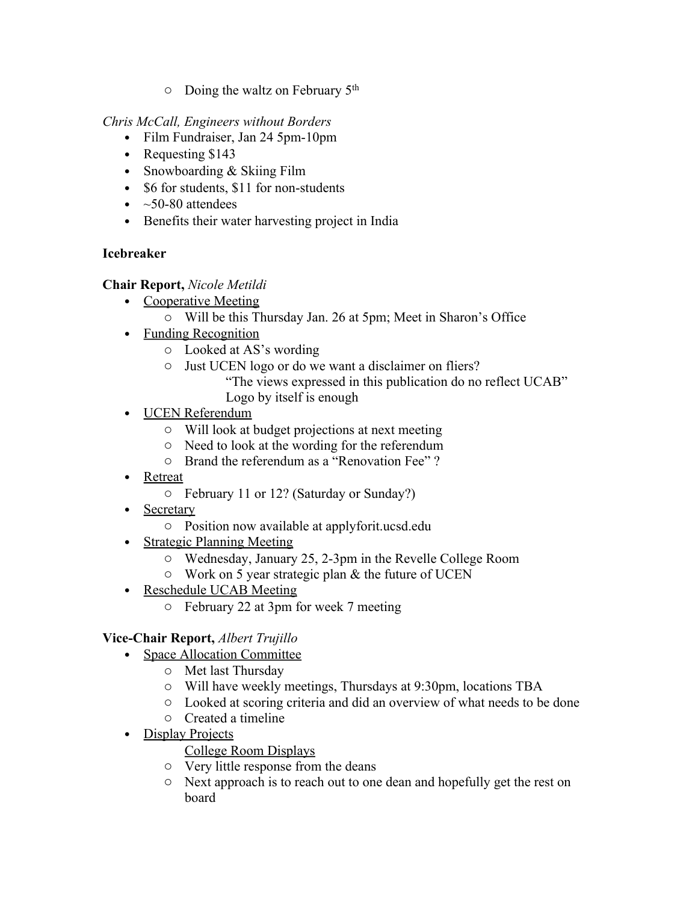- Doing the waltz on February 5th

*Chris McCall, Engineers without Borders*

- Film Fundraiser, Jan 24 5pm-10pm
- Requesting $143
- Snowboarding & Skiing Film
- $6 for students, $11 for non-students
- ~50-80 attendees
- Benefits their water harvesting project in India

**Icebreaker**

**Chair Report,** *Nicole Metildi*

- <u>Cooperative Meeting</u>
    - Will be this Thursday Jan. 26 at 5pm; Meet in Sharon's Office
- <u>Funding Recognition</u>
    - Looked at AS's wording
    - Just UCEN logo or do we want a disclaimer on fliers?
        "The views expressed in this publication do no reflect UCAB"
        Logo by itself is enough
- <u>UCEN Referendum</u>
    - Will look at budget projections at next meeting
    - Need to look at the wording for the referendum
    - Brand the referendum as a "Renovation Fee" ?
- <u>Retreat</u>
    - February 11 or 12? (Saturday or Sunday?)
- <u>Secretary</u>
    - Position now available at applyforit.ucsd.edu
- <u>Strategic Planning Meeting</u>
    - Wednesday, January 25, 2-3pm in the Revelle College Room
    - Work on 5 year strategic plan & the future of UCEN
- <u>Reschedule UCAB Meeting</u>
    - February 22 at 3pm for week 7 meeting

**Vice-Chair Report,** *Albert Trujillo*

- <u>Space Allocation Committee</u>
    - Met last Thursday
    - Will have weekly meetings, Thursdays at 9:30pm, locations TBA
    - Looked at scoring criteria and did an overview of what needs to be done
    - Created a timeline
- <u>Display Projects</u>
    <u>College Room Displays</u>
    - Very little response from the deans
    - Next approach is to reach out to one dean and hopefully get the rest on board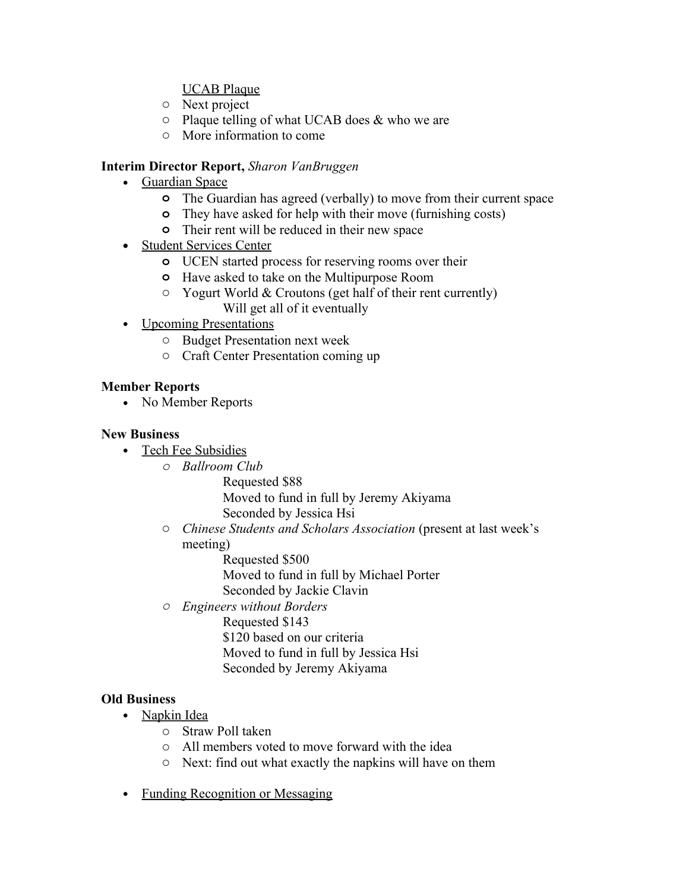<u>UCAB Plaque</u>

- Next project
- Plaque telling of what UCAB does & who we are
- More information to come

**Interim Director Report,** *Sharon VanBruggen*

- <u>Guardian Space</u>
  - The Guardian has agreed (verbally) to move from their current space
  - They have asked for help with their move (furnishing costs)
  - Their rent will be reduced in their new space
- <u>Student Services Center</u>
  - UCEN started process for reserving rooms over their
  - Have asked to take on the Multipurpose Room
  - Yogurt World & Croutons (get half of their rent currently)
    - Will get all of it eventually
- <u>Upcoming Presentations</u>
  - Budget Presentation next week
  - Craft Center Presentation coming up

**Member Reports**

- No Member Reports

**New Business**

- <u>Tech Fee Subsidies</u>
  - *Ballroom Club*
    - Requested $88
    - Moved to fund in full by Jeremy Akiyama
    - Seconded by Jessica Hsi
  - *Chinese Students and Scholars Association* (present at last week's meeting)
    - Requested $500
    - Moved to fund in full by Michael Porter
    - Seconded by Jackie Clavin
  - *Engineers without Borders*
    - Requested $143
    - $120 based on our criteria
    - Moved to fund in full by Jessica Hsi
    - Seconded by Jeremy Akiyama

**Old Business**

- <u>Napkin Idea</u>
  - Straw Poll taken
  - All members voted to move forward with the idea
  - Next: find out what exactly the napkins will have on them

- <u>Funding Recognition or Messaging</u>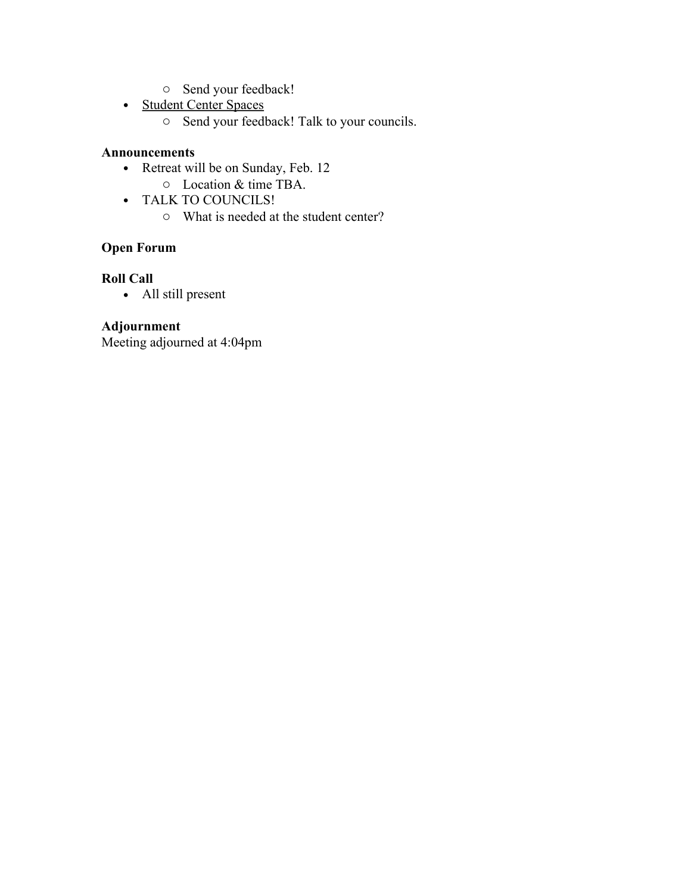- Send your feedback!
- <u>Student Center Spaces</u>
    - Send your feedback! Talk to your councils.

**Announcements**

- Retreat will be on Sunday, Feb. 12
    - Location & time TBA.
- TALK TO COUNCILS!
    - What is needed at the student center?

**Open Forum**

**Roll Call**

- All still present

**Adjournment**

Meeting adjourned at 4:04pm